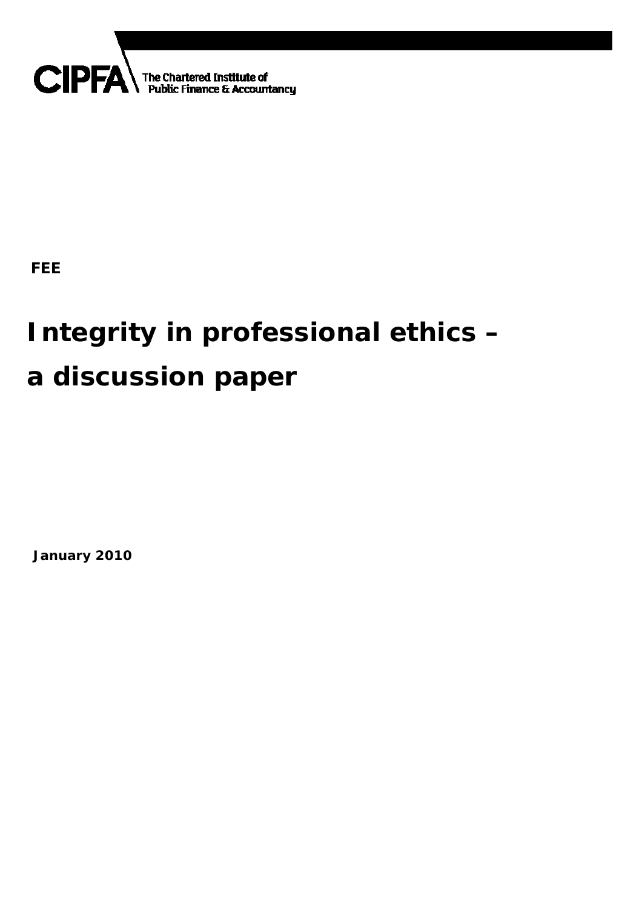CIPFA The Chartered Institute of Public Finance & Accountancy

**FEE**

# Integrity in professional ethics – a discussion paper

**January 2010**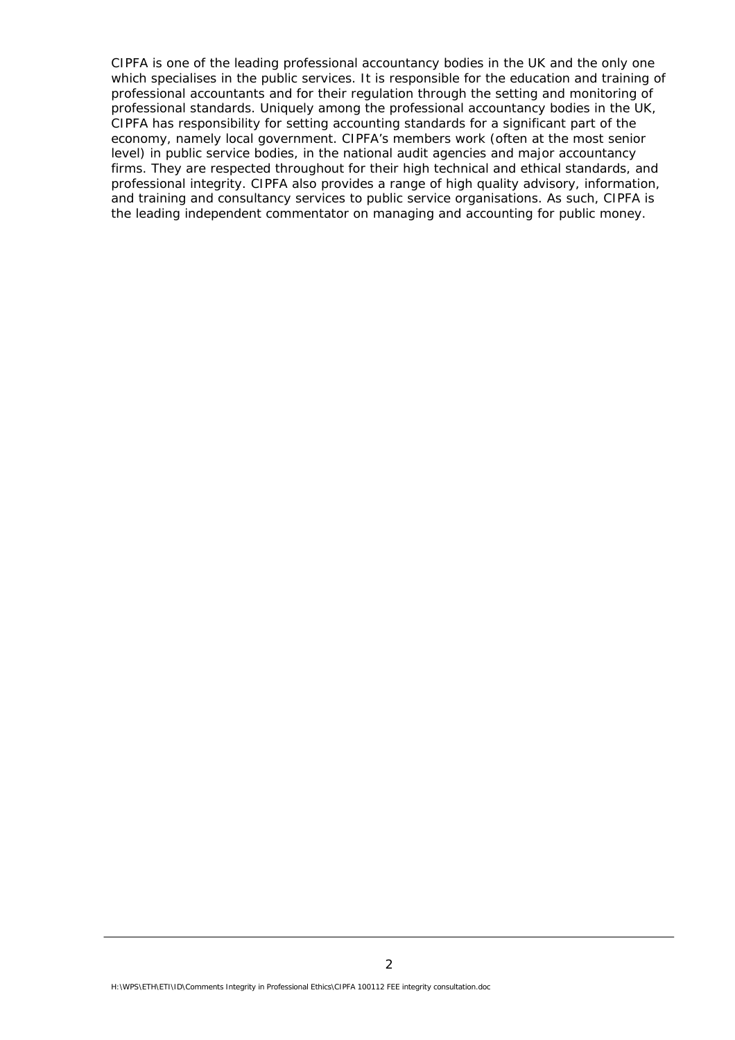CIPFA is one of the leading professional accountancy bodies in the UK and the only one which specialises in the public services. It is responsible for the education and training of professional accountants and for their regulation through the setting and monitoring of professional standards. Uniquely among the professional accountancy bodies in the UK, CIPFA has responsibility for setting accounting standards for a significant part of the economy, namely local government. CIPFA's members work (often at the most senior level) in public service bodies, in the national audit agencies and major accountancy firms. They are respected throughout for their high technical and ethical standards, and professional integrity. CIPFA also provides a range of high quality advisory, information, and training and consultancy services to public service organisations. As such, CIPFA is the leading independent commentator on managing and accounting for public money.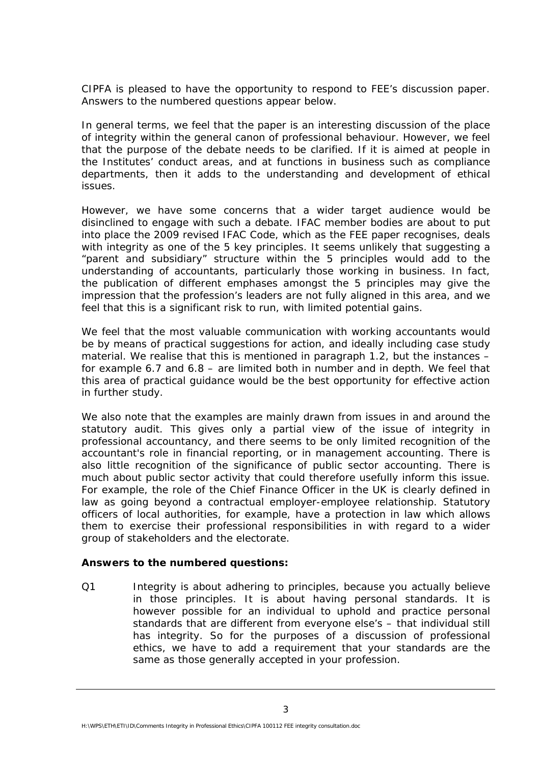CIPFA is pleased to have the opportunity to respond to FEE's discussion paper. Answers to the numbered questions appear below.

In general terms, we feel that the paper is an interesting discussion of the place of integrity within the general canon of professional behaviour. However, we feel that the purpose of the debate needs to be clarified. If it is aimed at people in the Institutes' conduct areas, and at functions in business such as compliance departments, then it adds to the understanding and development of ethical issues.

However, we have some concerns that a wider target audience would be disinclined to engage with such a debate. IFAC member bodies are about to put into place the 2009 revised IFAC Code, which as the FEE paper recognises, deals with integrity as one of the 5 key principles. It seems unlikely that suggesting a "parent and subsidiary" structure within the 5 principles would add to the understanding of accountants, particularly those working in business. In fact, the publication of different emphases amongst the 5 principles may give the impression that the profession's leaders are not fully aligned in this area, and we feel that this is a significant risk to run, with limited potential gains.

We feel that the most valuable communication with working accountants would be by means of practical suggestions for action, and ideally including case study material. We realise that this is mentioned in paragraph 1.2, but the instances – for example 6.7 and 6.8 – are limited both in number and in depth. We feel that this area of practical guidance would be the best opportunity for effective action in further study.

We also note that the examples are mainly drawn from issues in and around the statutory audit. This gives only a partial view of the issue of integrity in professional accountancy, and there seems to be only limited recognition of the accountant's role in financial reporting, or in management accounting. There is also little recognition of the significance of public sector accounting. There is much about public sector activity that could therefore usefully inform this issue. For example, the role of the Chief Finance Officer in the UK is clearly defined in law as going beyond a contractual employer-employee relationship. Statutory officers of local authorities, for example, have a protection in law which allows them to exercise their professional responsibilities in with regard to a wider group of stakeholders and the electorate.

**Answers to the numbered questions:**

Q1 Integrity is about adhering to principles, because you actually believe in those principles. It is about having personal standards. It is however possible for an individual to uphold and practice personal standards that are different from everyone else's – that individual still has integrity. So for the purposes of a discussion of professional ethics, we have to add a requirement that your standards are the same as those generally accepted in your profession.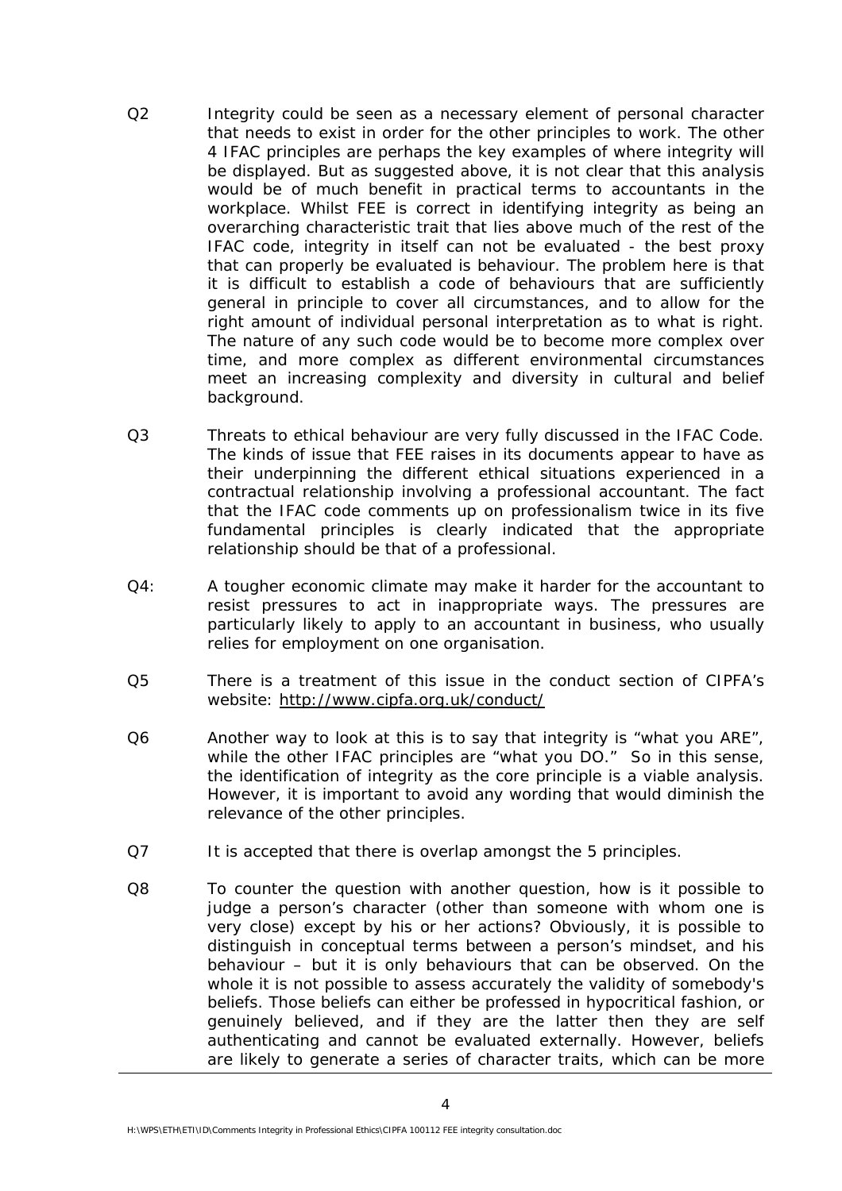Q2 Integrity could be seen as a necessary element of personal character that needs to exist in order for the other principles to work. The other 4 IFAC principles are perhaps the key examples of where integrity will be displayed. But as suggested above, it is not clear that this analysis would be of much benefit in practical terms to accountants in the workplace. Whilst FEE is correct in identifying integrity as being an overarching characteristic trait that lies above much of the rest of the IFAC code, integrity in itself can not be evaluated - the best proxy that can properly be evaluated is behaviour. The problem here is that it is difficult to establish a code of behaviours that are sufficiently general in principle to cover all circumstances, and to allow for the right amount of individual personal interpretation as to what is right. The nature of any such code would be to become more complex over time, and more complex as different environmental circumstances meet an increasing complexity and diversity in cultural and belief background.

Q3 Threats to ethical behaviour are very fully discussed in the IFAC Code. The kinds of issue that FEE raises in its documents appear to have as their underpinning the different ethical situations experienced in a contractual relationship involving a professional accountant. The fact that the IFAC code comments up on professionalism twice in its five fundamental principles is clearly indicated that the appropriate relationship should be that of a professional.

Q4: A tougher economic climate may make it harder for the accountant to resist pressures to act in inappropriate ways. The pressures are particularly likely to apply to an accountant in business, who usually relies for employment on one organisation.

Q5 There is a treatment of this issue in the conduct section of CIPFA's website: http://www.cipfa.org.uk/conduct/

Q6 Another way to look at this is to say that integrity is "what you ARE", while the other IFAC principles are "what you DO." So in this sense, the identification of integrity as the core principle is a viable analysis. However, it is important to avoid any wording that would diminish the relevance of the other principles.

Q7 It is accepted that there is overlap amongst the 5 principles.

Q8 To counter the question with another question, how is it possible to judge a person's character (other than someone with whom one is very close) except by his or her actions? Obviously, it is possible to distinguish in conceptual terms between a person's mindset, and his behaviour – but it is only behaviours that can be observed. On the whole it is not possible to assess accurately the validity of somebody's beliefs. Those beliefs can either be professed in hypocritical fashion, or genuinely believed, and if they are the latter then they are self authenticating and cannot be evaluated externally. However, beliefs are likely to generate a series of character traits, which can be more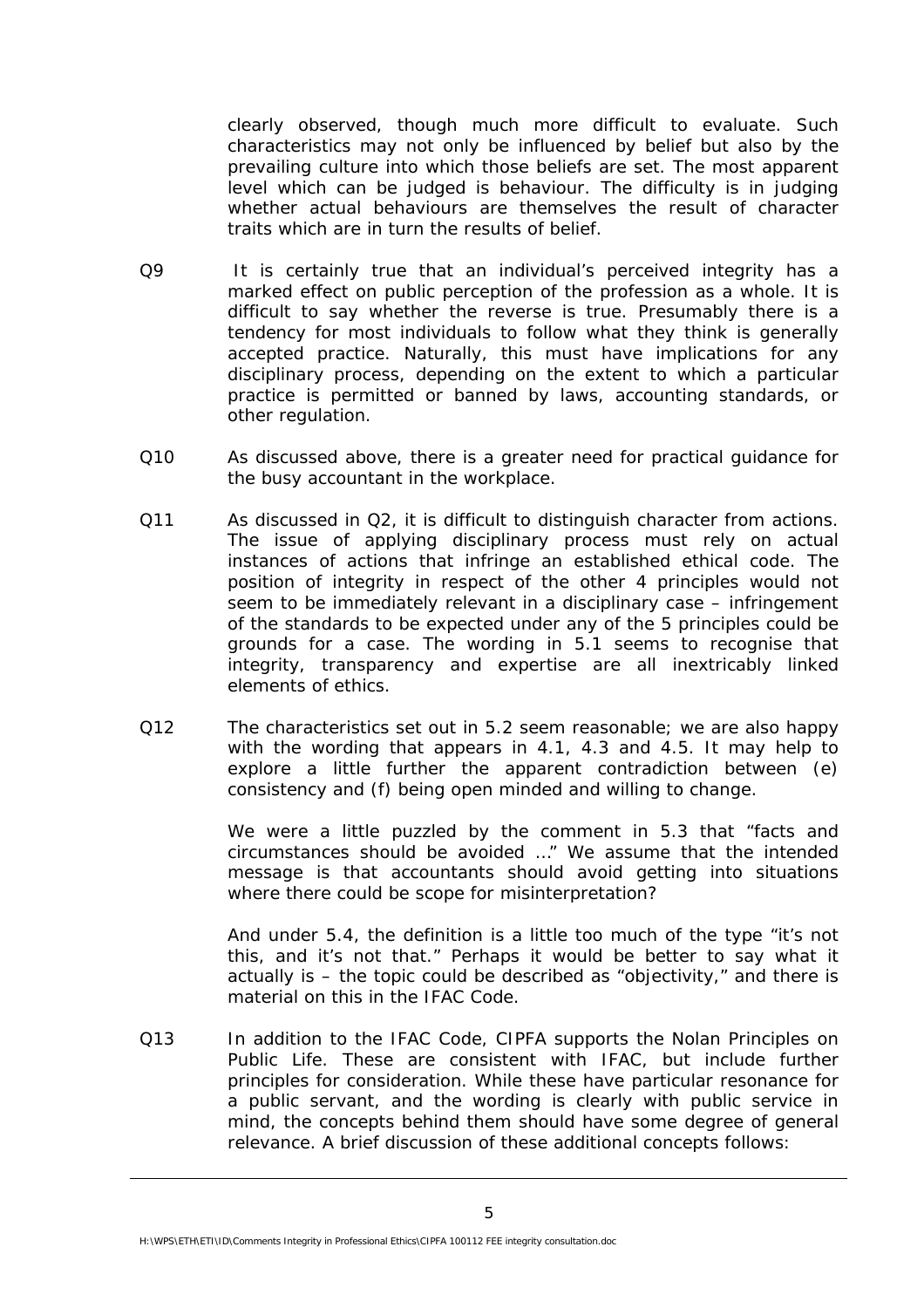clearly observed, though much more difficult to evaluate. Such characteristics may not only be influenced by belief but also by the prevailing culture into which those beliefs are set. The most apparent level which can be judged is behaviour. The difficulty is in judging whether actual behaviours are themselves the result of character traits which are in turn the results of belief.

Q9 It is certainly true that an individual's perceived integrity has a marked effect on public perception of the profession as a whole. It is difficult to say whether the reverse is true. Presumably there is a tendency for most individuals to follow what they think is generally accepted practice. Naturally, this must have implications for any disciplinary process, depending on the extent to which a particular practice is permitted or banned by laws, accounting standards, or other regulation.

Q10 As discussed above, there is a greater need for practical guidance for the busy accountant in the workplace.

Q11 As discussed in Q2, it is difficult to distinguish character from actions. The issue of applying disciplinary process must rely on actual instances of actions that infringe an established ethical code. The position of integrity in respect of the other 4 principles would not seem to be immediately relevant in a disciplinary case – infringement of the standards to be expected under any of the 5 principles could be grounds for a case. The wording in 5.1 seems to recognise that integrity, transparency and expertise are all inextricably linked elements of ethics.

Q12 The characteristics set out in 5.2 seem reasonable; we are also happy with the wording that appears in 4.1, 4.3 and 4.5. It may help to explore a little further the apparent contradiction between (e) consistency and (f) being open minded and willing to change.

We were a little puzzled by the comment in 5.3 that "facts and circumstances should be avoided …" We assume that the intended message is that accountants should avoid getting into situations where there could be scope for misinterpretation?

And under 5.4, the definition is a little too much of the type "it's not this, and it's not that." Perhaps it would be better to say what it actually is – the topic could be described as "objectivity," and there is material on this in the IFAC Code.

Q13 In addition to the IFAC Code, CIPFA supports the Nolan Principles on Public Life. These are consistent with IFAC, but include further principles for consideration. While these have particular resonance for a public servant, and the wording is clearly with public service in mind, the concepts behind them should have some degree of general relevance. A brief discussion of these additional concepts follows: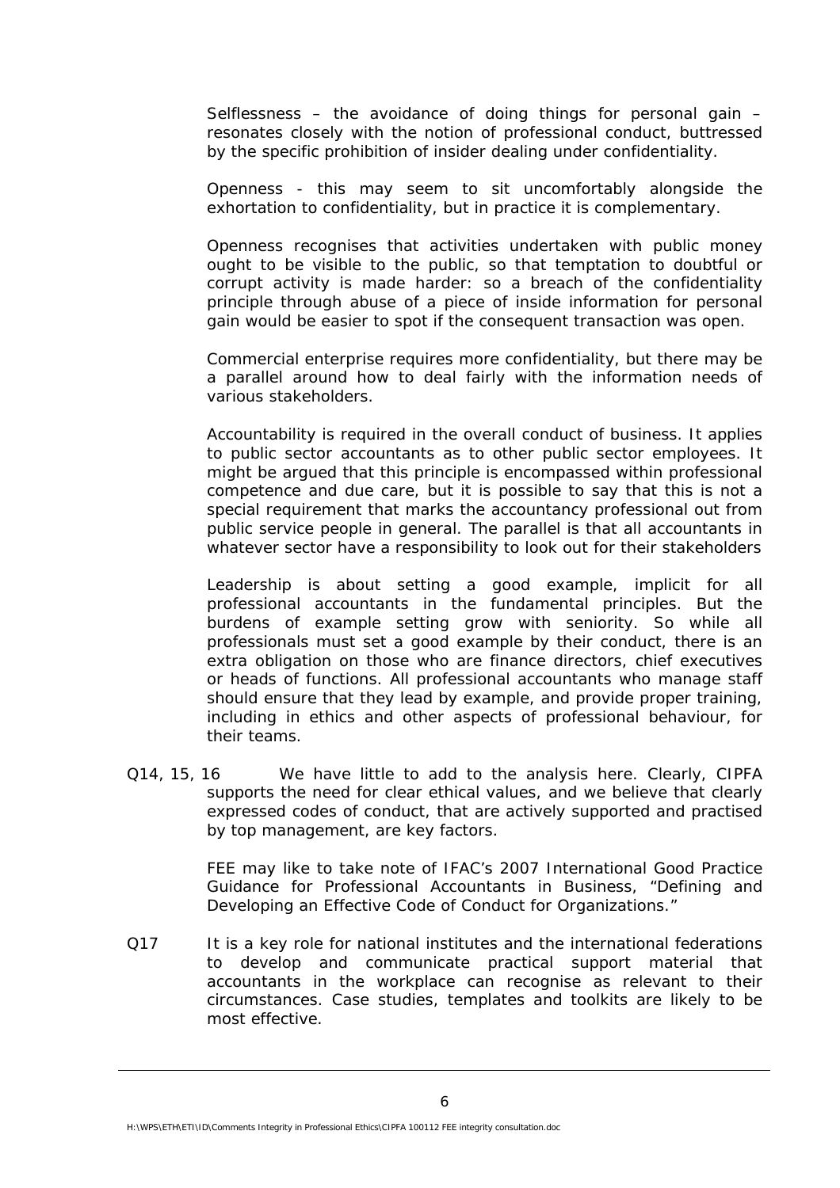Selflessness – the avoidance of doing things for personal gain – resonates closely with the notion of professional conduct, buttressed by the specific prohibition of insider dealing under confidentiality.

Openness - this may seem to sit uncomfortably alongside the exhortation to confidentiality, but in practice it is complementary.

Openness recognises that activities undertaken with public money ought to be visible to the public, so that temptation to doubtful or corrupt activity is made harder: so a breach of the confidentiality principle through abuse of a piece of inside information for personal gain would be easier to spot if the consequent transaction was open.

Commercial enterprise requires more confidentiality, but there may be a parallel around how to deal fairly with the information needs of various stakeholders.

Accountability is required in the overall conduct of business. It applies to public sector accountants as to other public sector employees. It might be argued that this principle is encompassed within professional competence and due care, but it is possible to say that this is not a special requirement that marks the accountancy professional out from public service people in general. The parallel is that all accountants in whatever sector have a responsibility to look out for their stakeholders

Leadership is about setting a good example, implicit for all professional accountants in the fundamental principles. But the burdens of example setting grow with seniority. So while all professionals must set a good example by their conduct, there is an extra obligation on those who are finance directors, chief executives or heads of functions. All professional accountants who manage staff should ensure that they lead by example, and provide proper training, including in ethics and other aspects of professional behaviour, for their teams.

Q14, 15, 16 We have little to add to the analysis here. Clearly, CIPFA supports the need for clear ethical values, and we believe that clearly expressed codes of conduct, that are actively supported and practised by top management, are key factors.

FEE may like to take note of IFAC's 2007 International Good Practice Guidance for Professional Accountants in Business, "Defining and Developing an Effective Code of Conduct for Organizations."

Q17 It is a key role for national institutes and the international federations to develop and communicate practical support material that accountants in the workplace can recognise as relevant to their circumstances. Case studies, templates and toolkits are likely to be most effective.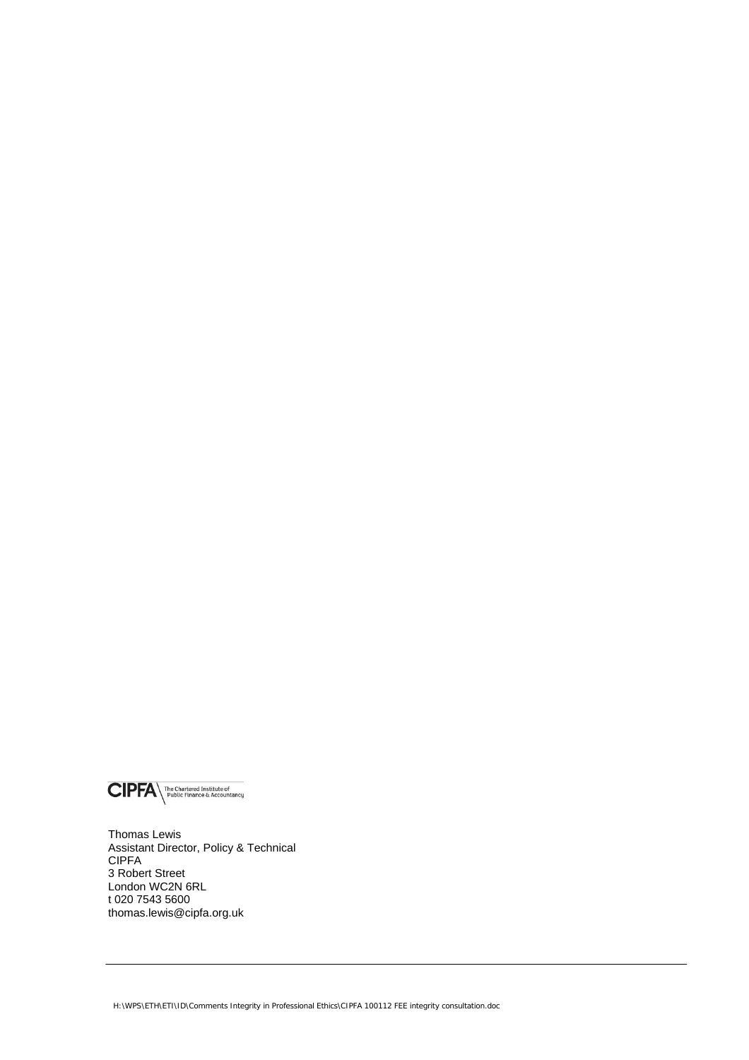CIPFA The Chartered Institute of Public Finance & Accountancy

Thomas Lewis
Assistant Director, Policy & Technical
CIPFA
3 Robert Street
London WC2N 6RL
t 020 7543 5600
thomas.lewis@cipfa.org.uk

H:\WPS\ETH\ETI\ID\Comments Integrity in Professional Ethics\CIPFA 100112 FEE integrity consultation.doc